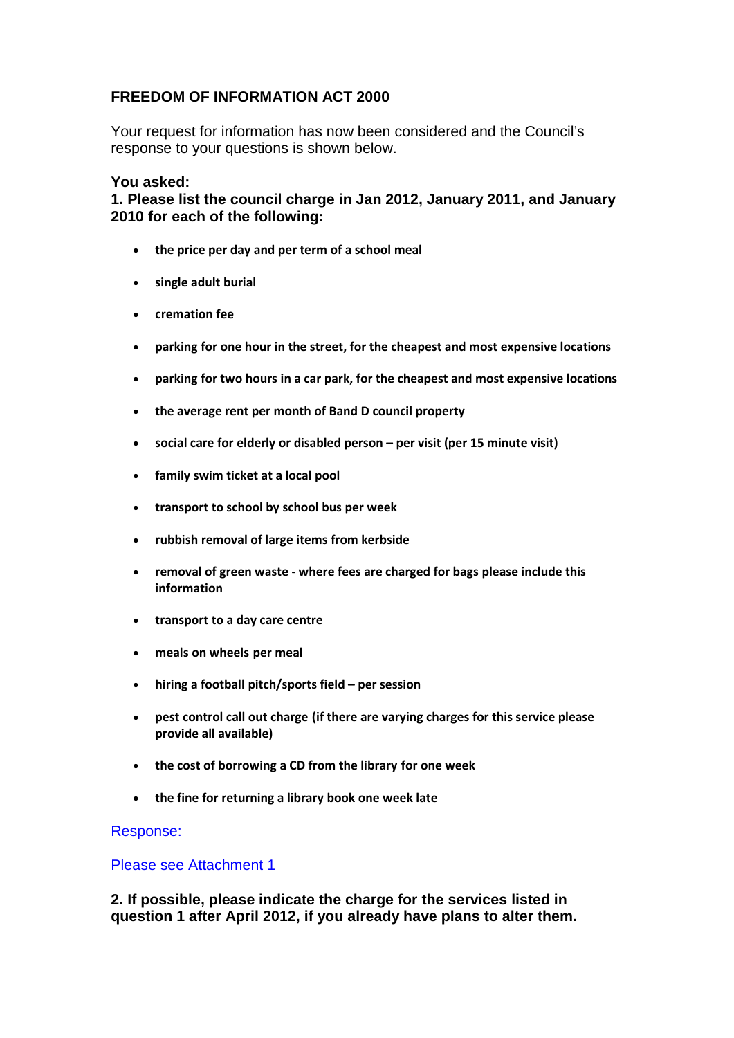## FREEDOM OF INFORMATION ACT 2000

Your request for information has now been considered and the Council's response to your questions is shown below.

**You asked:**

**1. Please list the council charge in Jan 2012, January 2011, and January 2010 for each of the following:**

- **the price per day and per term of a school meal**
- **single adult burial**
- **cremation fee**
- **parking for one hour in the street, for the cheapest and most expensive locations**
- **parking for two hours in a car park, for the cheapest and most expensive locations**
- **the average rent per month of Band D council property**
- **social care for elderly or disabled person – per visit (per 15 minute visit)**
- **family swim ticket at a local pool**
- **transport to school by school bus per week**
- **rubbish removal of large items from kerbside**
- **removal of green waste - where fees are charged for bags please include this information**
- **transport to a day care centre**
- **meals on wheels per meal**
- **hiring a football pitch/sports field – per session**
- **pest control call out charge (if there are varying charges for this service please provide all available)**
- **the cost of borrowing a CD from the library for one week**
- **the fine for returning a library book one week late**

Response:

Please see Attachment 1

**2. If possible, please indicate the charge for the services listed in question 1 after April 2012, if you already have plans to alter them.**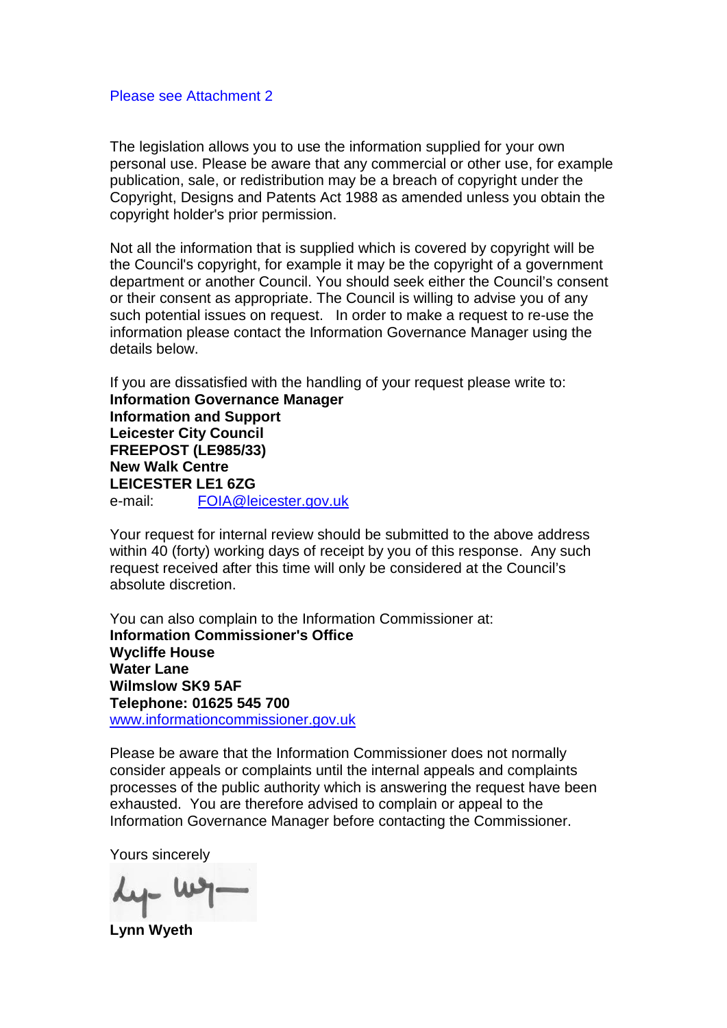Please see Attachment 2

The legislation allows you to use the information supplied for your own personal use. Please be aware that any commercial or other use, for example publication, sale, or redistribution may be a breach of copyright under the Copyright, Designs and Patents Act 1988 as amended unless you obtain the copyright holder's prior permission.

Not all the information that is supplied which is covered by copyright will be the Council's copyright, for example it may be the copyright of a government department or another Council. You should seek either the Council's consent or their consent as appropriate. The Council is willing to advise you of any such potential issues on request. In order to make a request to re-use the information please contact the Information Governance Manager using the details below.

If you are dissatisfied with the handling of your request please write to:
**Information Governance Manager**
**Information and Support**
**Leicester City Council**
**FREEPOST (LE985/33)**
**New Walk Centre**
**LEICESTER LE1 6ZG**
e-mail: FOIA@leicester.gov.uk

Your request for internal review should be submitted to the above address within 40 (forty) working days of receipt by you of this response. Any such request received after this time will only be considered at the Council's absolute discretion.

You can also complain to the Information Commissioner at:
**Information Commissioner's Office**
**Wycliffe House**
**Water Lane**
**Wilmslow SK9 5AF**
**Telephone: 01625 545 700**
www.informationcommissioner.gov.uk

Please be aware that the Information Commissioner does not normally consider appeals or complaints until the internal appeals and complaints processes of the public authority which is answering the request have been exhausted. You are therefore advised to complain or appeal to the Information Governance Manager before contacting the Commissioner.

Yours sincerely

**Lynn Wyeth**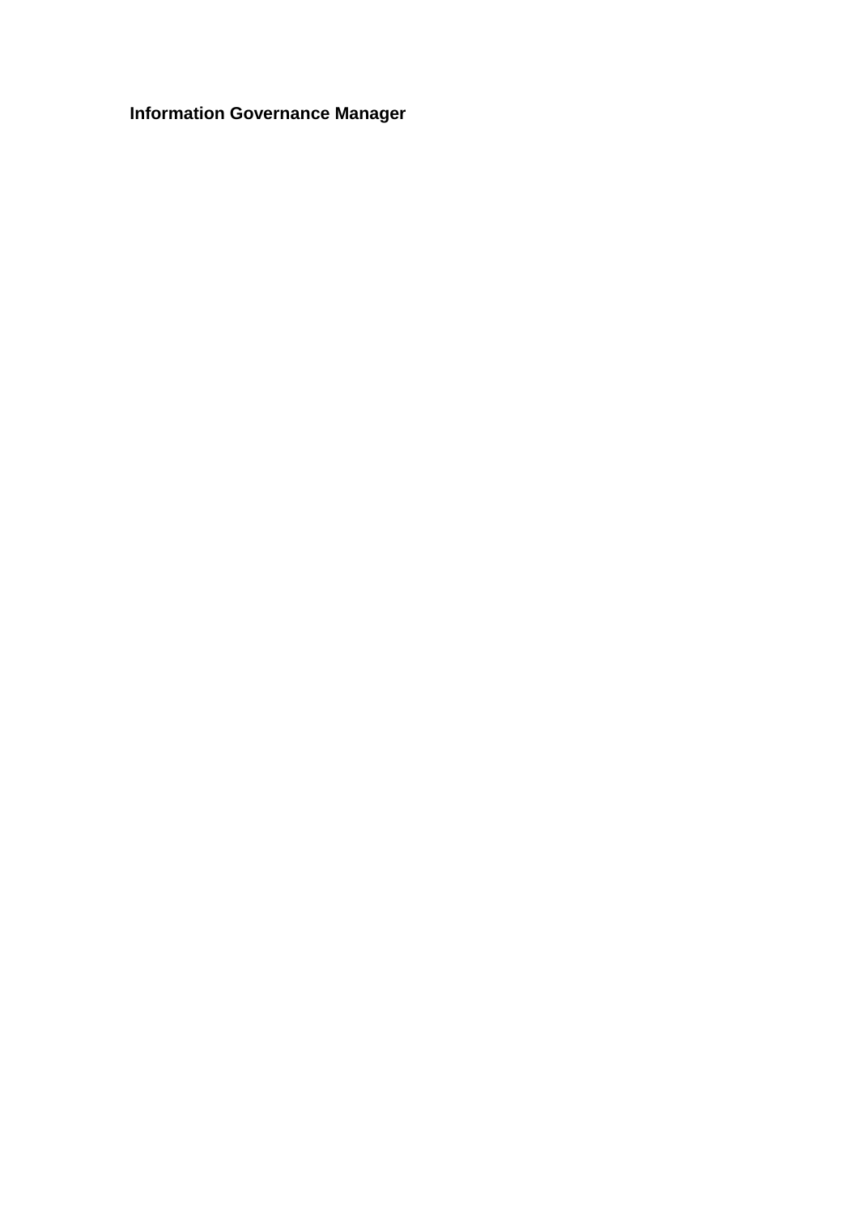**Information Governance Manager**